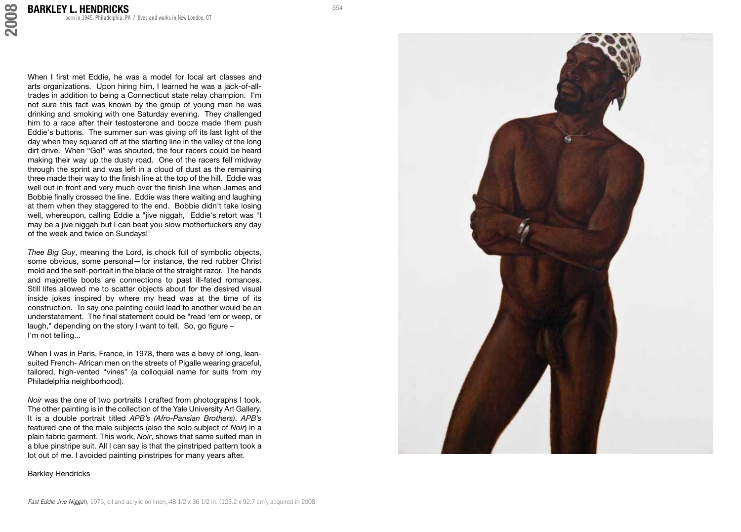# BARKLEY L. HENDRICKS

born in 1945, Philadelphia, PA / lives and works in New London, CT

When I first met Eddie, he was a model for local art classes and arts organizations. Upon hiring him, I learned he was a jack-of-all-trades in addition to being a Connecticut state relay champion. I'm not sure this fact was known by the group of young men he was drinking and smoking with one Saturday evening. They challenged him to a race after their testosterone and booze made them push Eddie's buttons. The summer sun was giving off its last light of the day when they squared off at the starting line in the valley of the long dirt drive. When "Go!" was shouted, the four racers could be heard making their way up the dusty road. One of the racers fell midway through the sprint and was left in a cloud of dust as the remaining three made their way to the finish line at the top of the hill. Eddie was well out in front and very much over the finish line when James and Bobbie finally crossed the line. Eddie was there waiting and laughing at them when they staggered to the end. Bobbie didn't take losing well, whereupon, calling Eddie a "jive niggah," Eddie's retort was "I may be a jive niggah but I can beat you slow motherfuckers any day of the week and twice on Sundays!"

*Thee Big Guy*, meaning the Lord, is chock full of symbolic objects, some obvious, some personal—for instance, the red rubber Christ mold and the self-portrait in the blade of the straight razor. The hands and majorette boots are connections to past ill-fated romances. Still lifes allowed me to scatter objects about for the desired visual inside jokes inspired by where my head was at the time of its construction. To say one painting could lead to another would be an understatement. The final statement could be "read 'em or weep, or laugh," depending on the story I want to tell. So, go figure – I'm not telling...

When I was in Paris, France, in 1978, there was a bevy of long, lean-suited French- African men on the streets of Pigalle wearing graceful, tailored, high-vented "vines" (a colloquial name for suits from my Philadelphia neighborhood).

*Noir* was the one of two portraits I crafted from photographs I took. The other painting is in the collection of the Yale University Art Gallery. It is a double portrait titled *APB's (Afro-Parisian Brothers)*. *APB's* featured one of the male subjects (also the solo subject of *Noir*) in a plain fabric garment. This work, *Noir*, shows that same suited man in a blue pinstripe suit. All I can say is that the pinstriped pattern took a lot out of me. I avoided painting pinstripes for many years after.

Barkley Hendricks

*Fast Eddie Jive Niggah*, 1975, oil and acrylic on linen, 48 1/2 x 36 1/2 in. (123.2 x 92.7 cm), acquired in 2008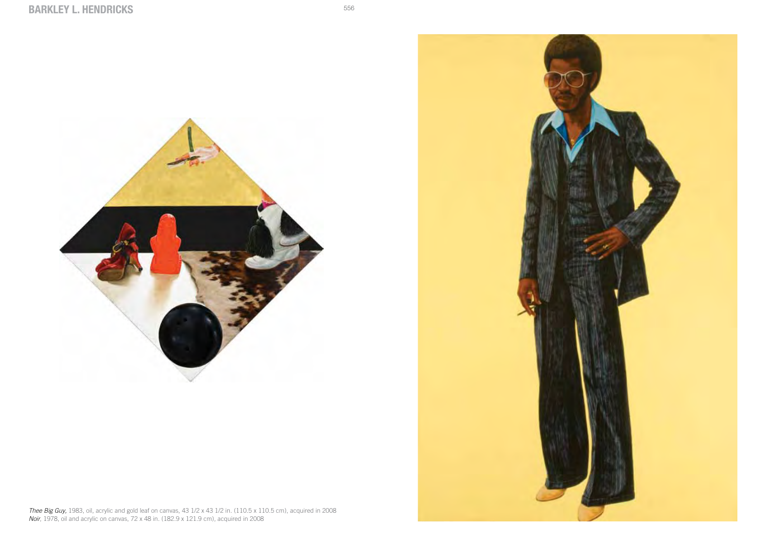*Thee Big Guy,* 1983, oil, acrylic and gold leaf on canvas, 43 1/2 x 43 1/2 in. (110.5 x 110.5 cm), acquired in 2008
*Noir*, 1978, oil and acrylic on canvas, 72 x 48 in. (182.9 x 121.9 cm), acquired in 2008